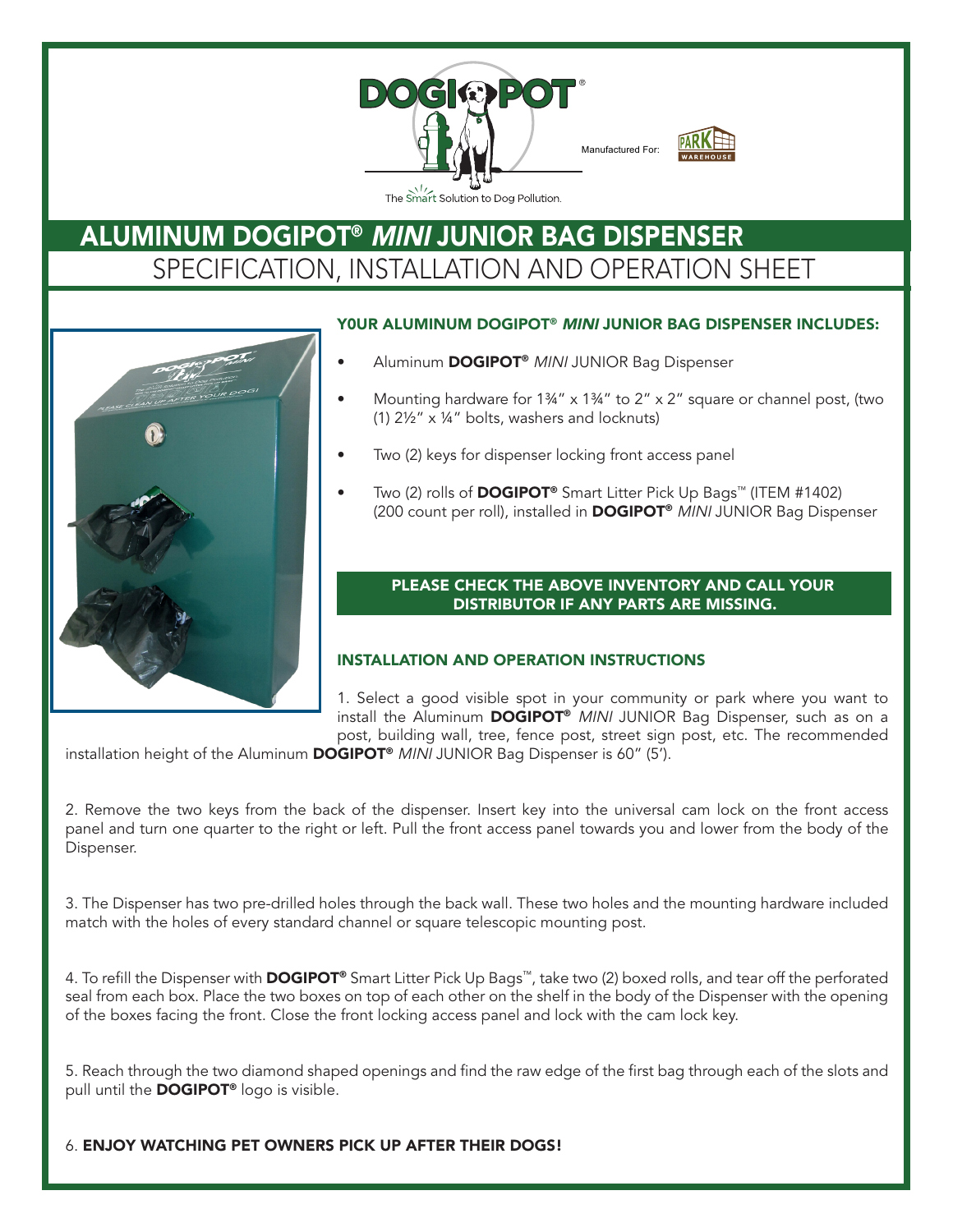DOGIPOT®

The Smart Solution to Dog Pollution.

Manufactured For: PARK WAREHOUSE

# ALUMINUM DOGIPOT® *MINI* JUNIOR BAG DISPENSER

## SPECIFICATION, INSTALLATION AND OPERATION SHEET

### Y0UR ALUMINUM DOGIPOT® *MINI* JUNIOR BAG DISPENSER INCLUDES:

- Aluminum **DOGIPOT®** *MINI* JUNIOR Bag Dispenser
- Mounting hardware for 1¾" x 1¾" to 2" x 2" square or channel post, (two (1) 2½" x ¼" bolts, washers and locknuts)
- Two (2) keys for dispenser locking front access panel
- Two (2) rolls of **DOGIPOT®** Smart Litter Pick Up Bags™ (ITEM #1402) (200 count per roll), installed in **DOGIPOT®** *MINI* JUNIOR Bag Dispenser

**PLEASE CHECK THE ABOVE INVENTORY AND CALL YOUR DISTRIBUTOR IF ANY PARTS ARE MISSING.**

### INSTALLATION AND OPERATION INSTRUCTIONS

1. Select a good visible spot in your community or park where you want to install the Aluminum **DOGIPOT®** *MINI* JUNIOR Bag Dispenser, such as on a post, building wall, tree, fence post, street sign post, etc. The recommended installation height of the Aluminum **DOGIPOT®** *MINI* JUNIOR Bag Dispenser is 60" (5').

2. Remove the two keys from the back of the dispenser. Insert key into the universal cam lock on the front access panel and turn one quarter to the right or left. Pull the front access panel towards you and lower from the body of the Dispenser.

3. The Dispenser has two pre-drilled holes through the back wall. These two holes and the mounting hardware included match with the holes of every standard channel or square telescopic mounting post.

4. To refill the Dispenser with **DOGIPOT®** Smart Litter Pick Up Bags™, take two (2) boxed rolls, and tear off the perforated seal from each box. Place the two boxes on top of each other on the shelf in the body of the Dispenser with the opening of the boxes facing the front. Close the front locking access panel and lock with the cam lock key.

5. Reach through the two diamond shaped openings and find the raw edge of the first bag through each of the slots and pull until the **DOGIPOT®** logo is visible.

6. **ENJOY WATCHING PET OWNERS PICK UP AFTER THEIR DOGS!**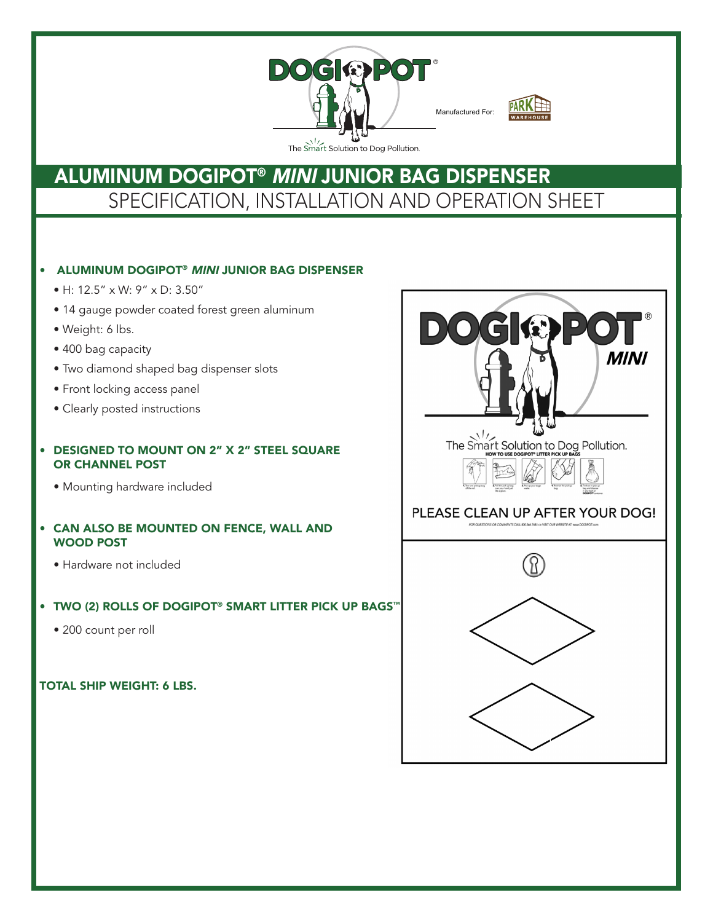DOGIPOT®

The Smart Solution to Dog Pollution.

Manufactured For: PARK WAREHOUSE

# ALUMINUM DOGIPOT® *MINI* JUNIOR BAG DISPENSER

## SPECIFICATION, INSTALLATION AND OPERATION SHEET

- **ALUMINUM DOGIPOT® *MINI* JUNIOR BAG DISPENSER**
  - H: 12.5" x W: 9" x D: 3.50"
  - 14 gauge powder coated forest green aluminum
  - Weight: 6 lbs.
  - 400 bag capacity
  - Two diamond shaped bag dispenser slots
  - Front locking access panel
  - Clearly posted instructions
- **DESIGNED TO MOUNT ON 2" X 2" STEEL SQUARE OR CHANNEL POST**
  - Mounting hardware included
- **CAN ALSO BE MOUNTED ON FENCE, WALL AND WOOD POST**
  - Hardware not included
- **TWO (2) ROLLS OF DOGIPOT® SMART LITTER PICK UP BAGS™**
  - 200 count per roll

**TOTAL SHIP WEIGHT: 6 LBS.**

DOGIPOT® MINI

The Smart Solution to Dog Pollution.

HOW TO USE DOGIPOT® LITTER PICK UP BAGS

PLEASE CLEAN UP AFTER YOUR DOG!